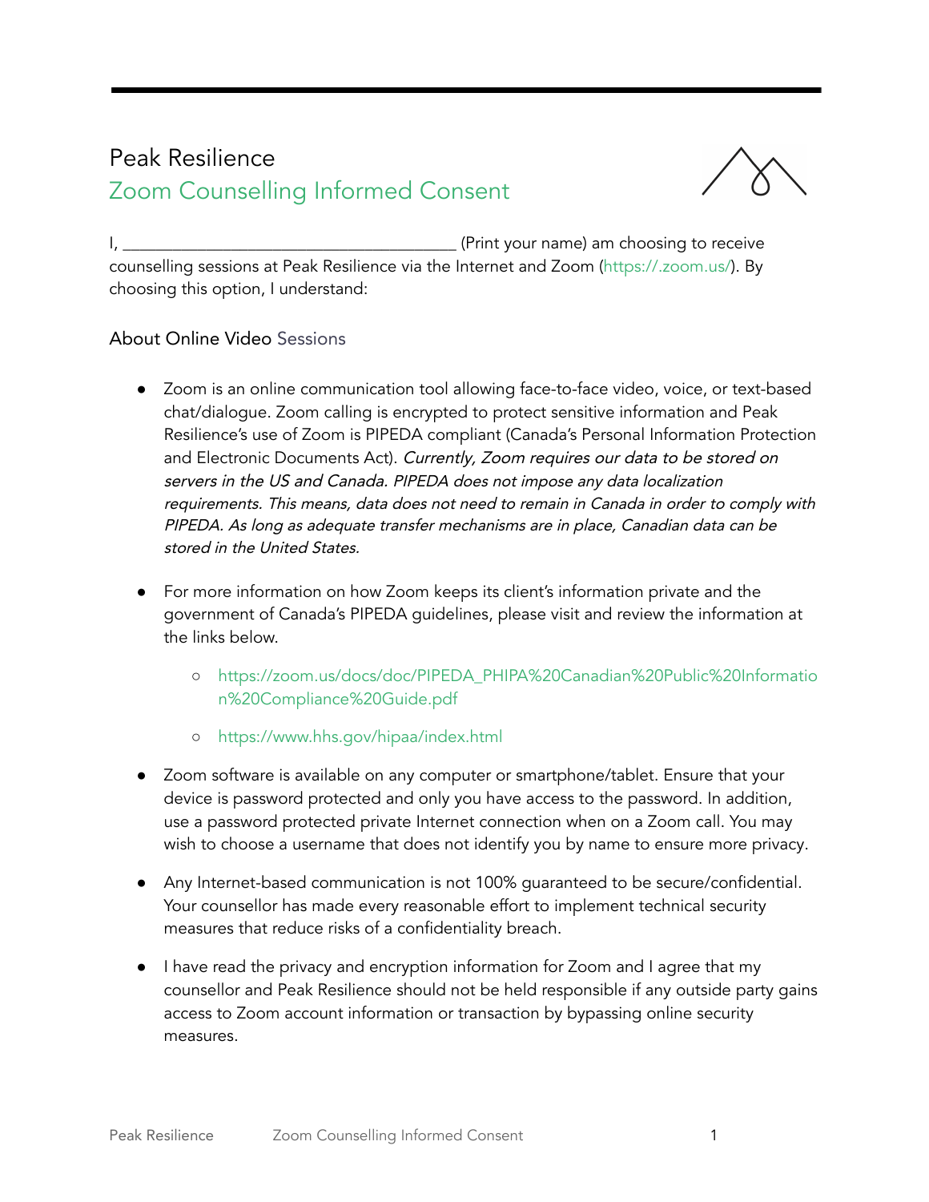# Peak Resilience

## Zoom Counselling Informed Consent

I, _______________________________________ (Print your name) am choosing to receive counselling sessions at Peak Resilience via the Internet and Zoom (https://.zoom.us/). By choosing this option, I understand:

### About Online Video Sessions

- Zoom is an online communication tool allowing face-to-face video, voice, or text-based chat/dialogue. Zoom calling is encrypted to protect sensitive information and Peak Resilience's use of Zoom is PIPEDA compliant (Canada's Personal Information Protection and Electronic Documents Act). *Currently, Zoom requires our data to be stored on servers in the US and Canada. PIPEDA does not impose any data localization requirements. This means, data does not need to remain in Canada in order to comply with PIPEDA. As long as adequate transfer mechanisms are in place, Canadian data can be stored in the United States.*

- For more information on how Zoom keeps its client's information private and the government of Canada's PIPEDA guidelines, please visit and review the information at the links below.
  - https://zoom.us/docs/doc/PIPEDA_PHIPA%20Canadian%20Public%20Information%20Compliance%20Guide.pdf
  - https://www.hhs.gov/hipaa/index.html

- Zoom software is available on any computer or smartphone/tablet. Ensure that your device is password protected and only you have access to the password. In addition, use a password protected private Internet connection when on a Zoom call. You may wish to choose a username that does not identify you by name to ensure more privacy.

- Any Internet-based communication is not 100% guaranteed to be secure/confidential. Your counsellor has made every reasonable effort to implement technical security measures that reduce risks of a confidentiality breach.

- I have read the privacy and encryption information for Zoom and I agree that my counsellor and Peak Resilience should not be held responsible if any outside party gains access to Zoom account information or transaction by bypassing online security measures.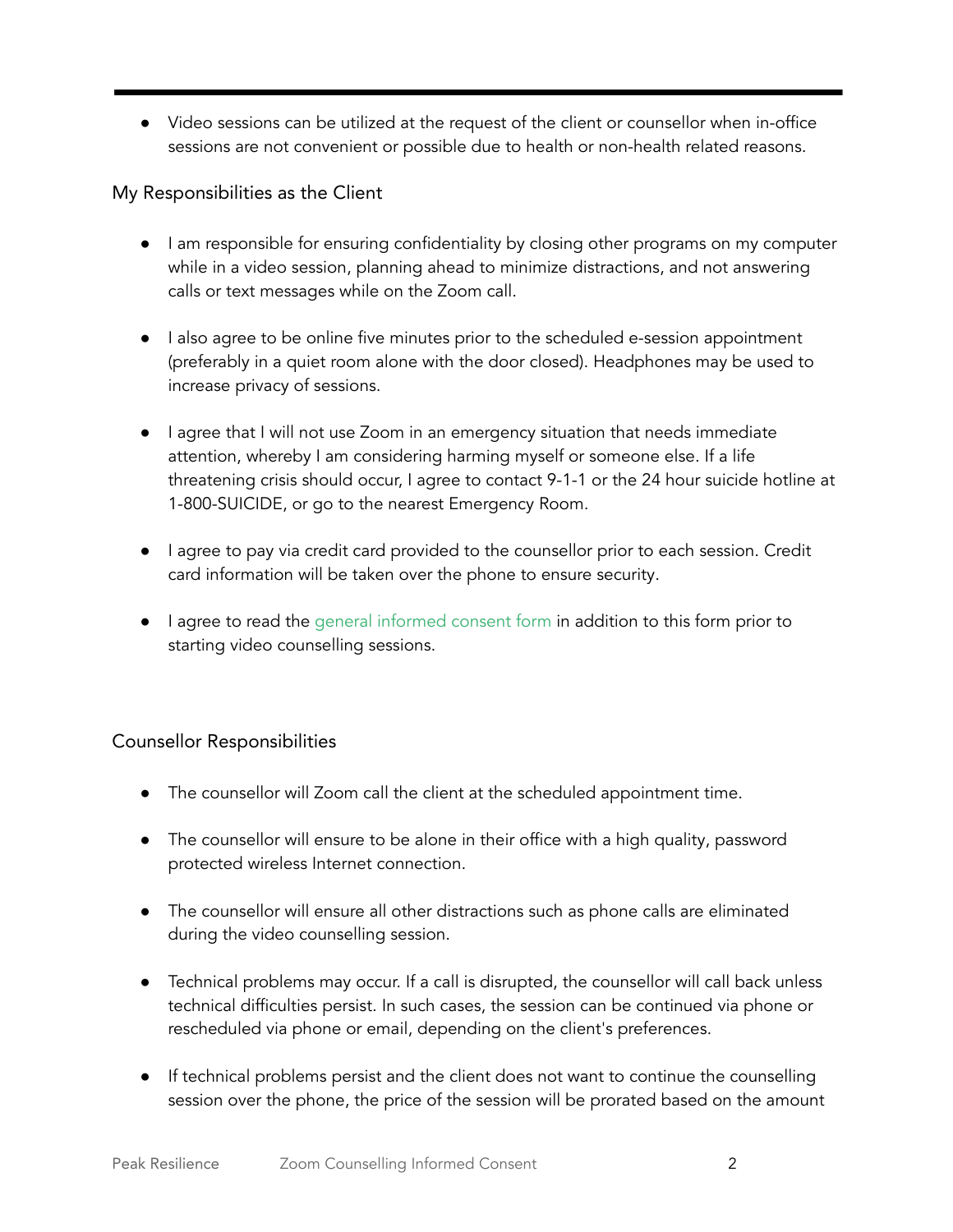- Video sessions can be utilized at the request of the client or counsellor when in-office sessions are not convenient or possible due to health or non-health related reasons.

## My Responsibilities as the Client

- I am responsible for ensuring confidentiality by closing other programs on my computer while in a video session, planning ahead to minimize distractions, and not answering calls or text messages while on the Zoom call.

- I also agree to be online five minutes prior to the scheduled e-session appointment (preferably in a quiet room alone with the door closed). Headphones may be used to increase privacy of sessions.

- I agree that I will not use Zoom in an emergency situation that needs immediate attention, whereby I am considering harming myself or someone else. If a life threatening crisis should occur, I agree to contact 9-1-1 or the 24 hour suicide hotline at 1-800-SUICIDE, or go to the nearest Emergency Room.

- I agree to pay via credit card provided to the counsellor prior to each session. Credit card information will be taken over the phone to ensure security.

- I agree to read the general informed consent form in addition to this form prior to starting video counselling sessions.

## Counsellor Responsibilities

- The counsellor will Zoom call the client at the scheduled appointment time.

- The counsellor will ensure to be alone in their office with a high quality, password protected wireless Internet connection.

- The counsellor will ensure all other distractions such as phone calls are eliminated during the video counselling session.

- Technical problems may occur. If a call is disrupted, the counsellor will call back unless technical difficulties persist. In such cases, the session can be continued via phone or rescheduled via phone or email, depending on the client's preferences.

- If technical problems persist and the client does not want to continue the counselling session over the phone, the price of the session will be prorated based on the amount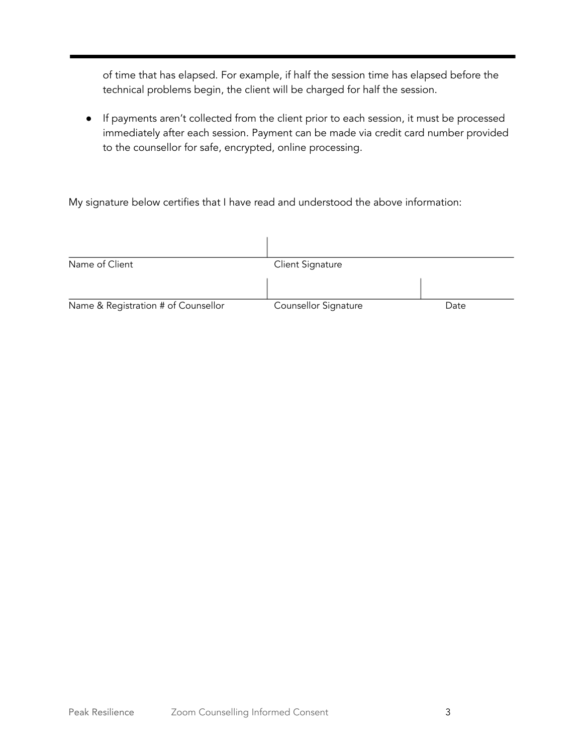of time that has elapsed. For example, if half the session time has elapsed before the technical problems begin, the client will be charged for half the session.

- If payments aren't collected from the client prior to each session, it must be processed immediately after each session. Payment can be made via credit card number provided to the counsellor for safe, encrypted, online processing.

My signature below certifies that I have read and understood the above information:

| | | |
|---|---|---|
| | | |
| Name of Client | Client Signature | |
| | | |
| Name & Registration # of Counsellor | Counsellor Signature | Date |